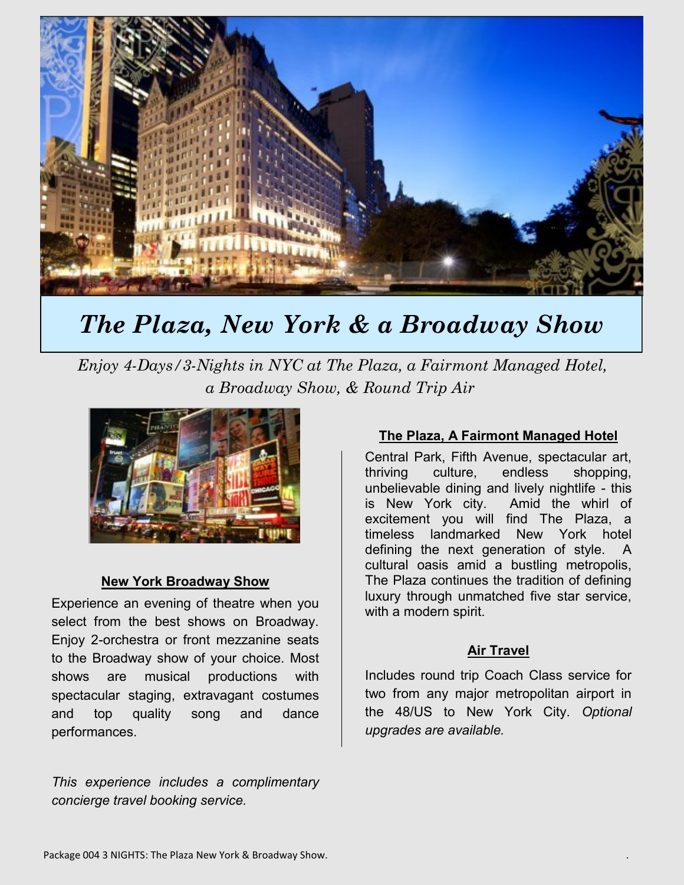# *The Plaza, New York & a Broadway Show*

*Enjoy 4-Days/3-Nights in NYC at The Plaza, a Fairmont Managed Hotel, a Broadway Show, & Round Trip Air*

### New York Broadway Show

Experience an evening of theatre when you select from the best shows on Broadway. Enjoy 2-orchestra or front mezzanine seats to the Broadway show of your choice. Most shows are musical productions with spectacular staging, extravagant costumes and top quality song and dance performances.

*This experience includes a complimentary concierge travel booking service.*

### The Plaza, A Fairmont Managed Hotel

Central Park, Fifth Avenue, spectacular art, thriving culture, endless shopping, unbelievable dining and lively nightlife - this is New York city. Amid the whirl of excitement you will find The Plaza, a timeless landmarked New York hotel defining the next generation of style. A cultural oasis amid a bustling metropolis, The Plaza continues the tradition of defining luxury through unmatched five star service, with a modern spirit.

### Air Travel

Includes round trip Coach Class service for two from any major metropolitan airport in the 48/US to New York City. *Optional upgrades are available.*

Package 004 3 NIGHTS: The Plaza New York & Broadway Show.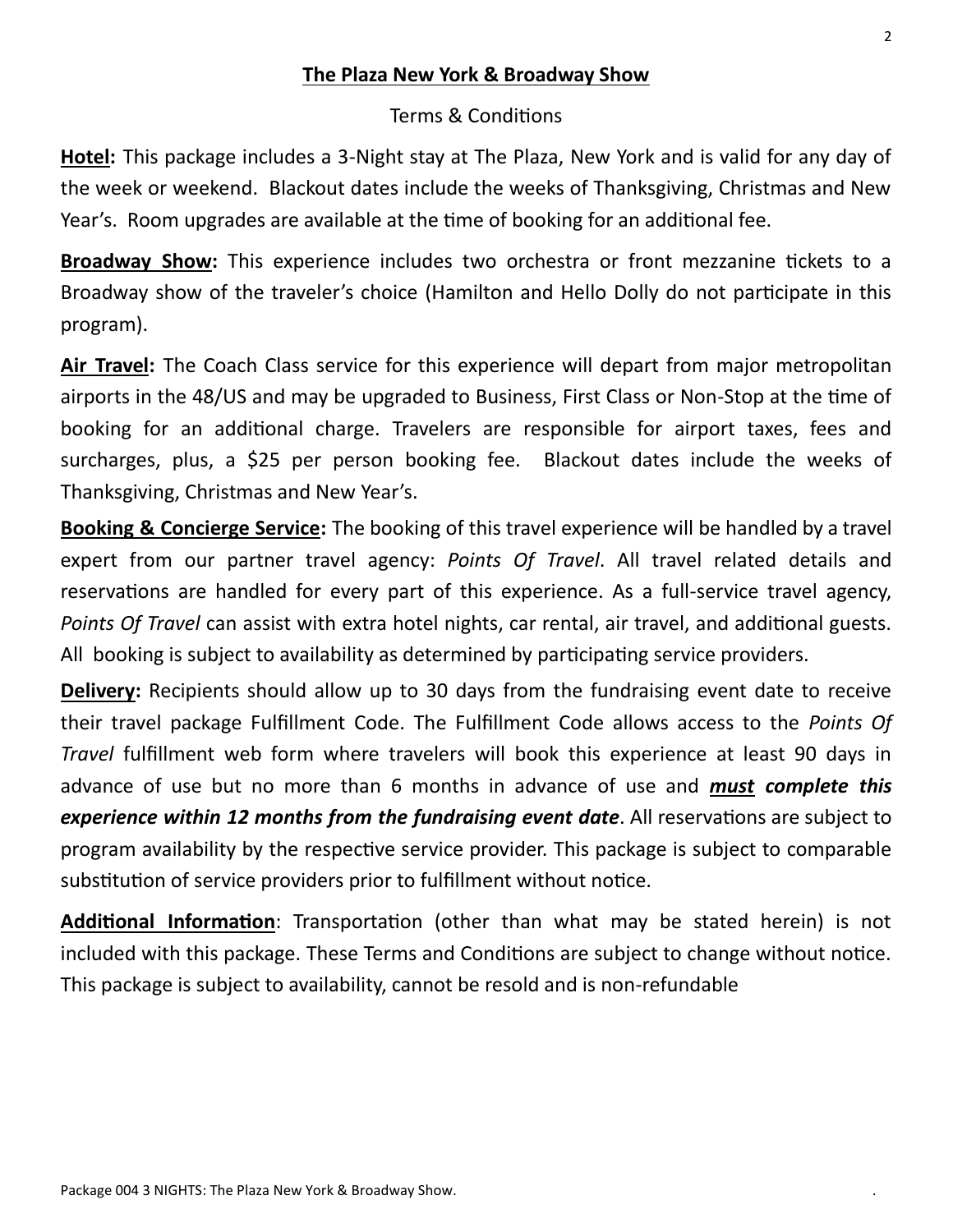## The Plaza New York & Broadway Show

Terms & Conditions

**Hotel:** This package includes a 3-Night stay at The Plaza, New York and is valid for any day of the week or weekend. Blackout dates include the weeks of Thanksgiving, Christmas and New Year's. Room upgrades are available at the time of booking for an additional fee.

**Broadway Show:** This experience includes two orchestra or front mezzanine tickets to a Broadway show of the traveler's choice (Hamilton and Hello Dolly do not participate in this program).

**Air Travel:** The Coach Class service for this experience will depart from major metropolitan airports in the 48/US and may be upgraded to Business, First Class or Non-Stop at the time of booking for an additional charge. Travelers are responsible for airport taxes, fees and surcharges, plus, a $25 per person booking fee. Blackout dates include the weeks of Thanksgiving, Christmas and New Year's.

**Booking & Concierge Service:** The booking of this travel experience will be handled by a travel expert from our partner travel agency: *Points Of Travel*. All travel related details and reservations are handled for every part of this experience. As a full-service travel agency, *Points Of Travel* can assist with extra hotel nights, car rental, air travel, and additional guests. All booking is subject to availability as determined by participating service providers.

**Delivery:** Recipients should allow up to 30 days from the fundraising event date to receive their travel package Fulfillment Code. The Fulfillment Code allows access to the *Points Of Travel* fulfillment web form where travelers will book this experience at least 90 days in advance of use but no more than 6 months in advance of use and ***must* complete this experience within 12 months from the fundraising event date**. All reservations are subject to program availability by the respective service provider. This package is subject to comparable substitution of service providers prior to fulfillment without notice.

**Additional Information**: Transportation (other than what may be stated herein) is not included with this package. These Terms and Conditions are subject to change without notice. This package is subject to availability, cannot be resold and is non-refundable

Package 004 3 NIGHTS: The Plaza New York & Broadway Show.